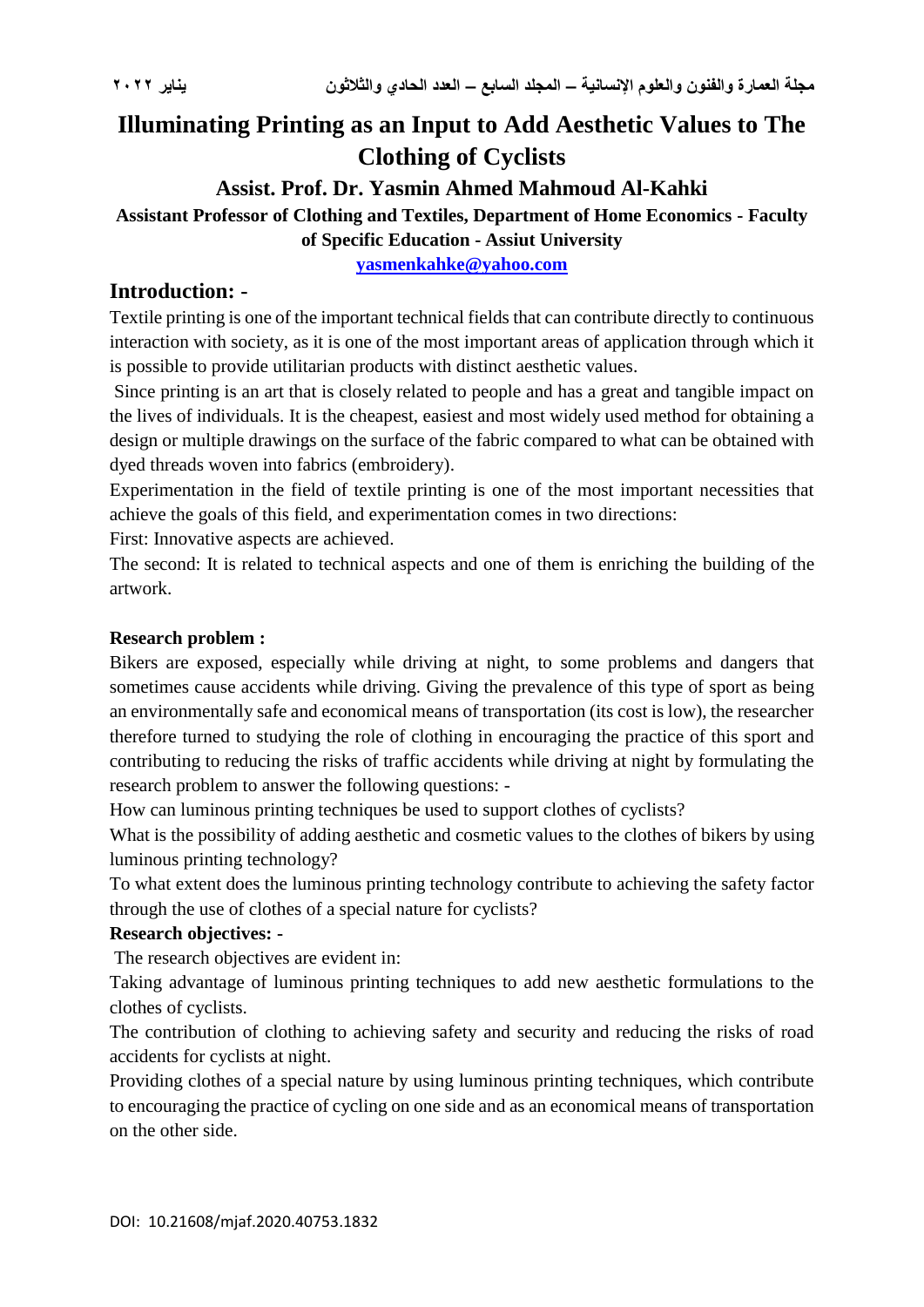# Illuminating Printing as an Input to Add Aesthetic Values to The Clothing of Cyclists

## Assist. Prof. Dr. Yasmin Ahmed Mahmoud Al-Kahki

**Assistant Professor of Clothing and Textiles, Department of Home Economics - Faculty of Specific Education - Assiut University**

yasmenkahke@yahoo.com

## Introduction: -

Textile printing is one of the important technical fields that can contribute directly to continuous interaction with society, as it is one of the most important areas of application through which it is possible to provide utilitarian products with distinct aesthetic values.

Since printing is an art that is closely related to people and has a great and tangible impact on the lives of individuals. It is the cheapest, easiest and most widely used method for obtaining a design or multiple drawings on the surface of the fabric compared to what can be obtained with dyed threads woven into fabrics (embroidery).

Experimentation in the field of textile printing is one of the most important necessities that achieve the goals of this field, and experimentation comes in two directions:

First: Innovative aspects are achieved.

The second: It is related to technical aspects and one of them is enriching the building of the artwork.

**Research problem :**

Bikers are exposed, especially while driving at night, to some problems and dangers that sometimes cause accidents while driving. Giving the prevalence of this type of sport as being an environmentally safe and economical means of transportation (its cost is low), the researcher therefore turned to studying the role of clothing in encouraging the practice of this sport and contributing to reducing the risks of traffic accidents while driving at night by formulating the research problem to answer the following questions: -

How can luminous printing techniques be used to support clothes of cyclists?

What is the possibility of adding aesthetic and cosmetic values to the clothes of bikers by using luminous printing technology?

To what extent does the luminous printing technology contribute to achieving the safety factor through the use of clothes of a special nature for cyclists?

**Research objectives: -**

The research objectives are evident in:

Taking advantage of luminous printing techniques to add new aesthetic formulations to the clothes of cyclists.

The contribution of clothing to achieving safety and security and reducing the risks of road accidents for cyclists at night.

Providing clothes of a special nature by using luminous printing techniques, which contribute to encouraging the practice of cycling on one side and as an economical means of transportation on the other side.

DOI: 10.21608/mjaf.2020.40753.1832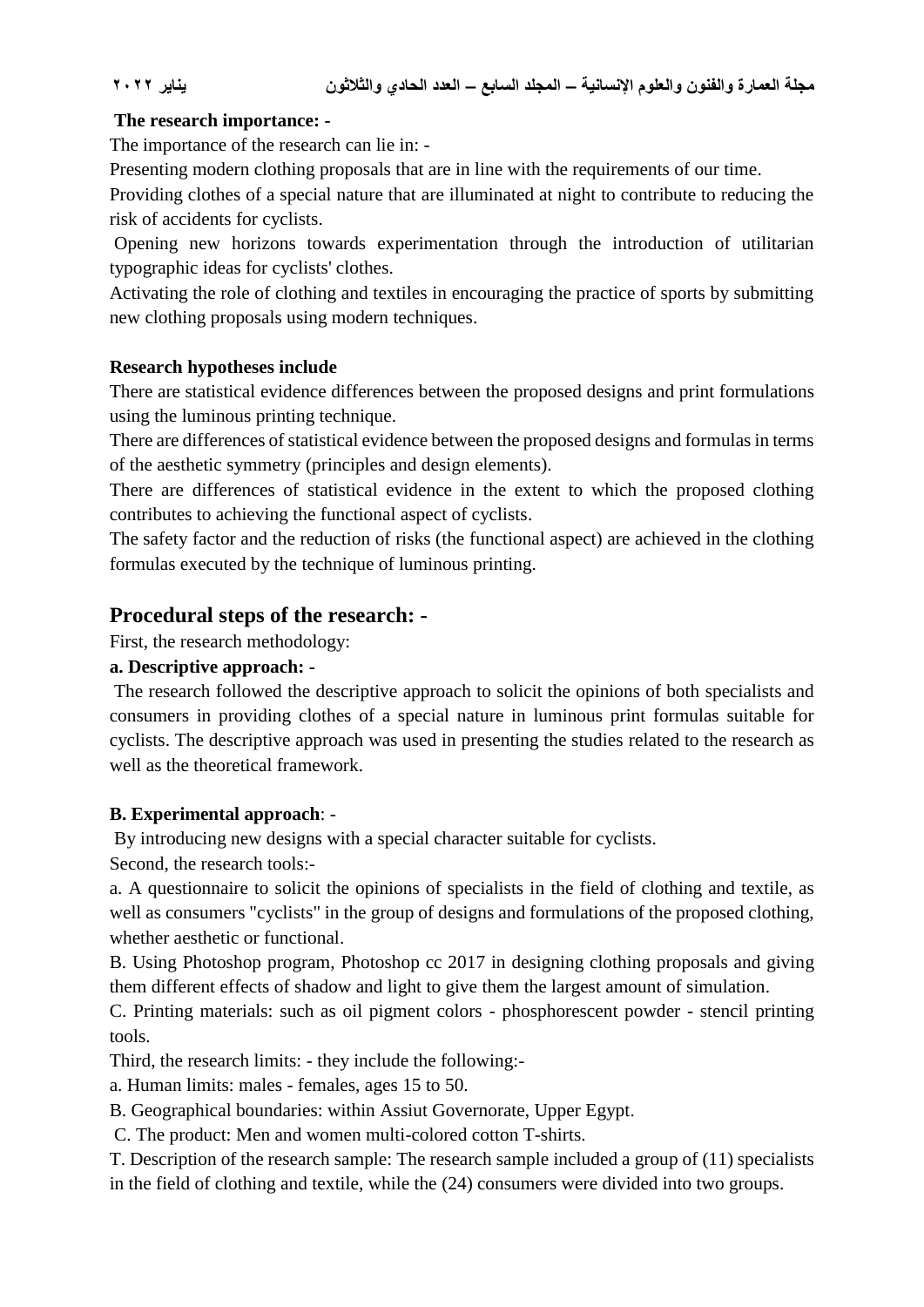**The research importance: -**

The importance of the research can lie in: -

Presenting modern clothing proposals that are in line with the requirements of our time.

Providing clothes of a special nature that are illuminated at night to contribute to reducing the risk of accidents for cyclists.

Opening new horizons towards experimentation through the introduction of utilitarian typographic ideas for cyclists' clothes.

Activating the role of clothing and textiles in encouraging the practice of sports by submitting new clothing proposals using modern techniques.

**Research hypotheses include**

There are statistical evidence differences between the proposed designs and print formulations using the luminous printing technique.

There are differences of statistical evidence between the proposed designs and formulas in terms of the aesthetic symmetry (principles and design elements).

There are differences of statistical evidence in the extent to which the proposed clothing contributes to achieving the functional aspect of cyclists.

The safety factor and the reduction of risks (the functional aspect) are achieved in the clothing formulas executed by the technique of luminous printing.

## Procedural steps of the research: -

First, the research methodology:

**a. Descriptive approach: -**

The research followed the descriptive approach to solicit the opinions of both specialists and consumers in providing clothes of a special nature in luminous print formulas suitable for cyclists. The descriptive approach was used in presenting the studies related to the research as well as the theoretical framework.

**B. Experimental approach**: -

By introducing new designs with a special character suitable for cyclists.

Second, the research tools:-

a. A questionnaire to solicit the opinions of specialists in the field of clothing and textile, as well as consumers "cyclists" in the group of designs and formulations of the proposed clothing, whether aesthetic or functional.

B. Using Photoshop program, Photoshop cc 2017 in designing clothing proposals and giving them different effects of shadow and light to give them the largest amount of simulation.

C. Printing materials: such as oil pigment colors - phosphorescent powder - stencil printing tools.

Third, the research limits: - they include the following:-

a. Human limits: males - females, ages 15 to 50.

B. Geographical boundaries: within Assiut Governorate, Upper Egypt.

C. The product: Men and women multi-colored cotton T-shirts.

T. Description of the research sample: The research sample included a group of (11) specialists in the field of clothing and textile, while the (24) consumers were divided into two groups.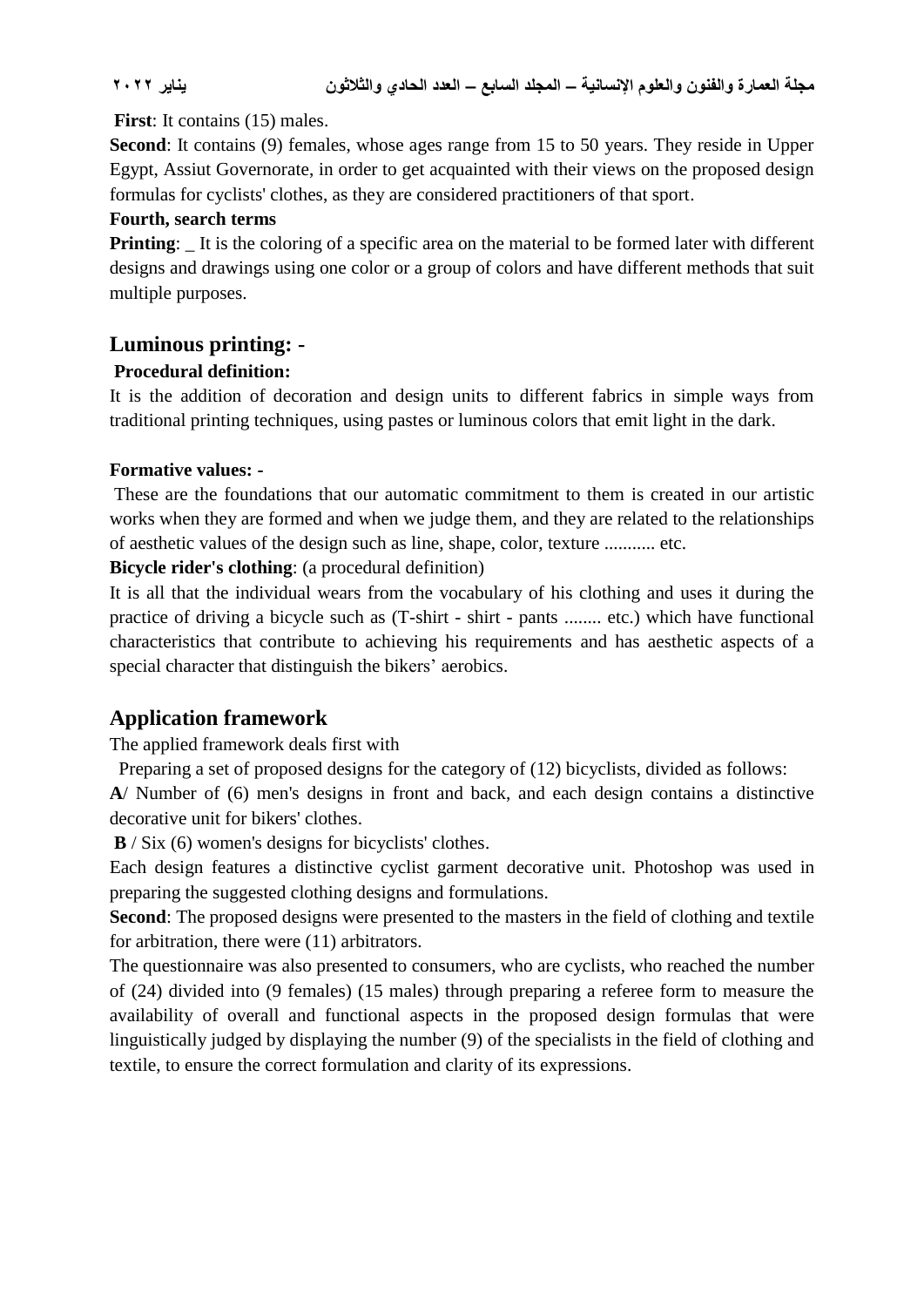**First**: It contains (15) males.

**Second**: It contains (9) females, whose ages range from 15 to 50 years. They reside in Upper Egypt, Assiut Governorate, in order to get acquainted with their views on the proposed design formulas for cyclists' clothes, as they are considered practitioners of that sport.

**Fourth, search terms**

**Printing**: _ It is the coloring of a specific area on the material to be formed later with different designs and drawings using one color or a group of colors and have different methods that suit multiple purposes.

## Luminous printing: -

**Procedural definition:**

It is the addition of decoration and design units to different fabrics in simple ways from traditional printing techniques, using pastes or luminous colors that emit light in the dark.

**Formative values: -**

These are the foundations that our automatic commitment to them is created in our artistic works when they are formed and when we judge them, and they are related to the relationships of aesthetic values of the design such as line, shape, color, texture ........... etc.

**Bicycle rider's clothing**: (a procedural definition)

It is all that the individual wears from the vocabulary of his clothing and uses it during the practice of driving a bicycle such as (T-shirt - shirt - pants ........ etc.) which have functional characteristics that contribute to achieving his requirements and has aesthetic aspects of a special character that distinguish the bikers' aerobics.

## Application framework

The applied framework deals first with

Preparing a set of proposed designs for the category of (12) bicyclists, divided as follows:

**A**/ Number of (6) men's designs in front and back, and each design contains a distinctive decorative unit for bikers' clothes.

**B** / Six (6) women's designs for bicyclists' clothes.

Each design features a distinctive cyclist garment decorative unit. Photoshop was used in preparing the suggested clothing designs and formulations.

**Second**: The proposed designs were presented to the masters in the field of clothing and textile for arbitration, there were (11) arbitrators.

The questionnaire was also presented to consumers, who are cyclists, who reached the number of (24) divided into (9 females) (15 males) through preparing a referee form to measure the availability of overall and functional aspects in the proposed design formulas that were linguistically judged by displaying the number (9) of the specialists in the field of clothing and textile, to ensure the correct formulation and clarity of its expressions.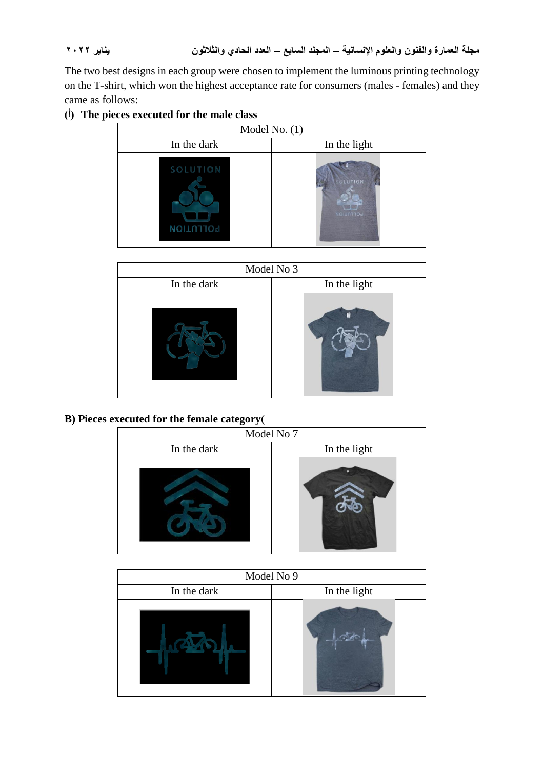The two best designs in each group were chosen to implement the luminous printing technology on the T-shirt, which won the highest acceptance rate for consumers (males - females) and they came as follows:

**(أ) The pieces executed for the male class**

| Model No. (1) | |
|---|---|
| In the dark | In the light |
| | |

| Model No 3 | |
|---|---|
| In the dark | In the light |
| | |

**B) Pieces executed for the female category(**

| Model No 7 | |
|---|---|
| In the dark | In the light |
| | |

| Model No 9 | |
|---|---|
| In the dark | In the light |
| | |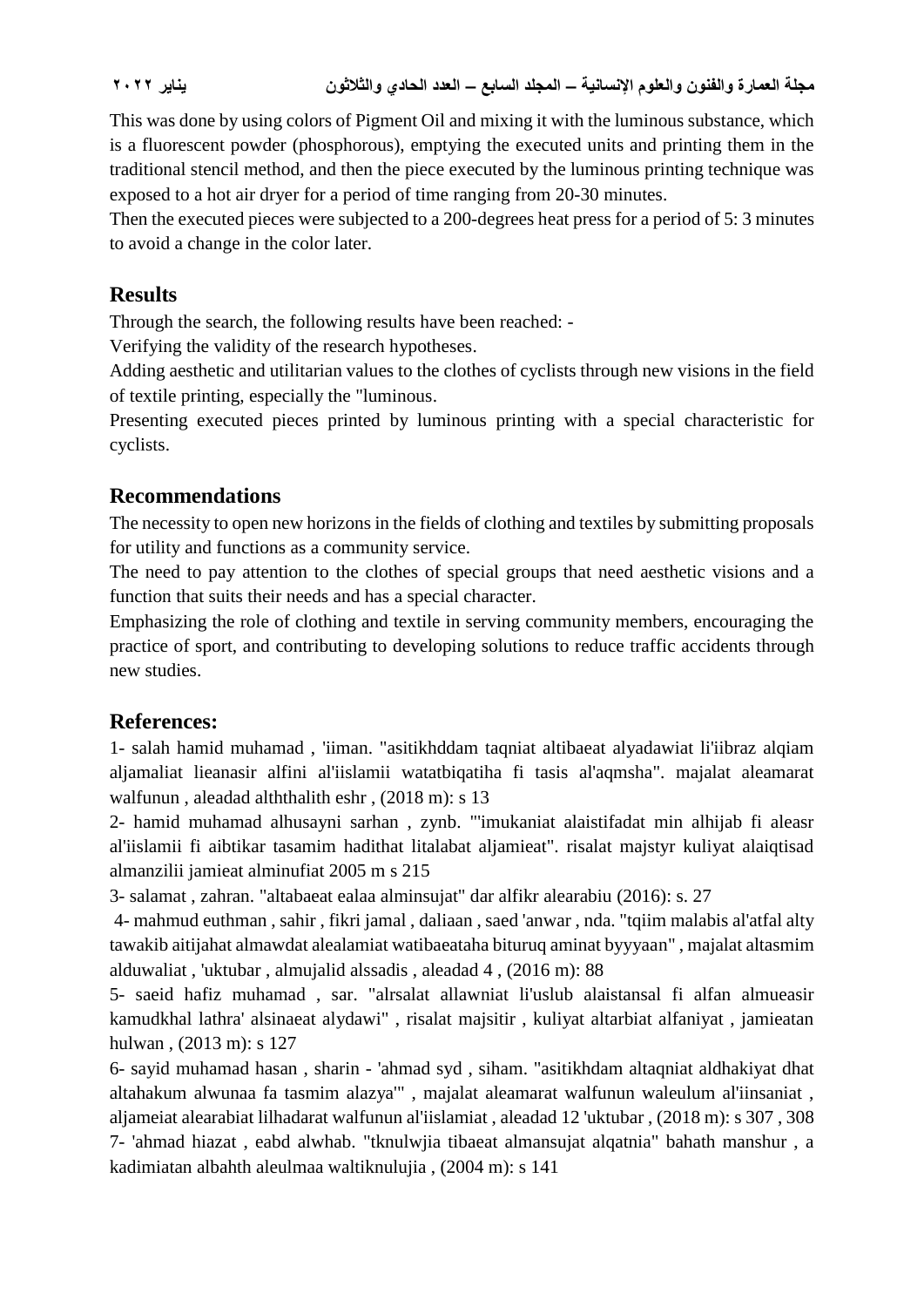This was done by using colors of Pigment Oil and mixing it with the luminous substance, which is a fluorescent powder (phosphorous), emptying the executed units and printing them in the traditional stencil method, and then the piece executed by the luminous printing technique was exposed to a hot air dryer for a period of time ranging from 20-30 minutes.

Then the executed pieces were subjected to a 200-degrees heat press for a period of 5: 3 minutes to avoid a change in the color later.

## Results

Through the search, the following results have been reached: -

Verifying the validity of the research hypotheses.

Adding aesthetic and utilitarian values to the clothes of cyclists through new visions in the field of textile printing, especially the "luminous.

Presenting executed pieces printed by luminous printing with a special characteristic for cyclists.

## Recommendations

The necessity to open new horizons in the fields of clothing and textiles by submitting proposals for utility and functions as a community service.

The need to pay attention to the clothes of special groups that need aesthetic visions and a function that suits their needs and has a special character.

Emphasizing the role of clothing and textile in serving community members, encouraging the practice of sport, and contributing to developing solutions to reduce traffic accidents through new studies.

## References:

1- salah hamid muhamad , 'iiman. "asitikhddam taqniat altibaeat alyadawiat li'iibraz alqiam aljamaliat lieanasir alfini al'iislamii watatbiqatiha fi tasis al'aqmsha". majalat aleamarat walfunun , aleadad alththalith eshr , (2018 m): s 13

2- hamid muhamad alhusayni sarhan , zynb. "'imukaniat alaistifadat min alhijab fi aleasr al'iislamii fi aibtikar tasamim hadithat litalabat aljamieat". risalat majstyr kuliyat alaiqtisad almanzilii jamieat alminufiat 2005 m s 215

3- salamat , zahran. "altabaeat ealaa alminsujat" dar alfikr alearabiu (2016): s. 27

4- mahmud euthman , sahir , fikri jamal , daliaan , saed 'anwar , nda. "tqiim malabis al'atfal alty tawakib aitijahat almawdat alealamiat watibaeataha bituruq aminat byyyaan" , majalat altasmim alduwaliat , 'uktubar , almujalid alssadis , aleadad 4 , (2016 m): 88

5- saeid hafiz muhamad , sar. "alrsalat allawniat li'uslub alaistansal fi alfan almueasir kamudkhal lathra' alsinaeat alydawi" , risalat majsitir , kuliyat altarbiat alfaniyat , jamieatan hulwan , (2013 m): s 127

6- sayid muhamad hasan , sharin - 'ahmad syd , siham. "asitikhdam altaqniat aldhakiyat dhat altahakum alwunaa fa tasmim alazya'" , majalat aleamarat walfunun waleulum al'iinsaniat , aljameiat alearabiat lilhadarat walfunun al'iislamiat , aleadad 12 'uktubar , (2018 m): s 307 , 308

7- 'ahmad hiazat , eabd alwhab. "tknulwjia tibaeat almansujat alqatnia" bahath manshur , a kadimiatan albahth aleulmaa waltiknulujia , (2004 m): s 141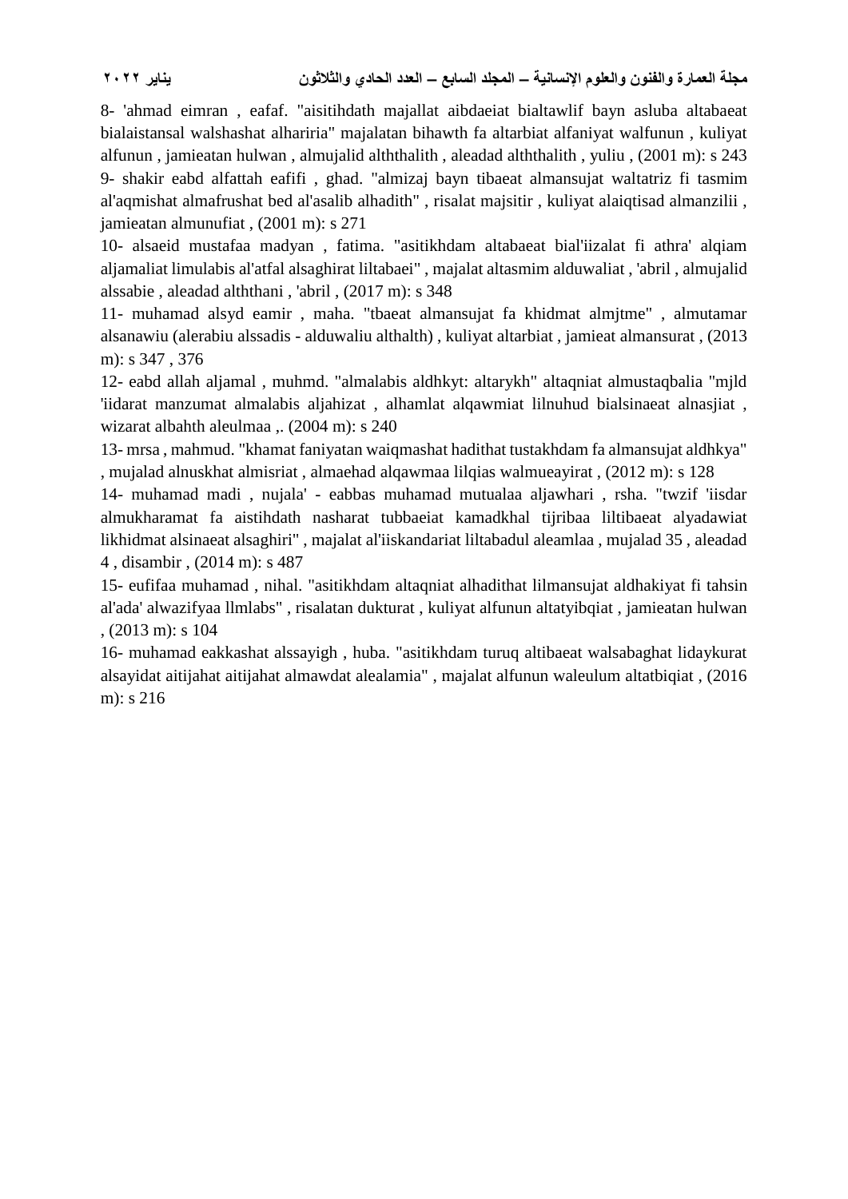8- 'ahmad eimran , eafaf. "aisitihdath majallat aibdaeiat bialtawlif bayn asluba altabaeat bialaistansal walshashat alhariria" majalatan bihawth fa altarbiat alfaniyat walfunun , kuliyat alfunun , jamieatan hulwan , almujalid alththalith , aleadad alththalith , yuliu , (2001 m): s 243

9- shakir eabd alfattah eafifi , ghad. "almizaj bayn tibaeat almansujat waltatriz fi tasmim al'aqmishat almafrushat bed al'asalib alhadith" , risalat majsitir , kuliyat alaiqtisad almanzilii , jamieatan almunufiat , (2001 m): s 271

10- alsaeid mustafaa madyan , fatima. "asitikhdam altabaeat bial'iizalat fi athra' alqiam aljamaliat limulabis al'atfal alsaghirat liltabaei" , majalat altasmim alduwaliat , 'abril , almujalid alssabie , aleadad alththani , 'abril , (2017 m): s 348

11- muhamad alsyd eamir , maha. "tbaeat almansujat fa khidmat almjtme" , almutamar alsanawiu (alerabiu alssadis - alduwaliu althalth) , kuliyat altarbiat , jamieat almansurat , (2013 m): s 347 , 376

12- eabd allah aljamal , muhmd. "almalabis aldhkyt: altarykh" altaqniat almustaqbalia "mjld 'iidarat manzumat almalabis aljahizat , alhamlat alqawmiat lilnuhud bialsinaeat alnasjiat , wizarat albahth aleulmaa ,. (2004 m): s 240

13- mrsa , mahmud. "khamat faniyatan waiqmashat hadithat tustakhdam fa almansujat aldhkya" , mujalad alnuskhat almisriat , almaehad alqawmaa lilqias walmueayirat , (2012 m): s 128

14- muhamad madi , nujala' - eabbas muhamad mutualaa aljawhari , rsha. "twzif 'iisdar almukharamat fa aistihdath nasharat tubbaeiat kamadkhal tijribaa liltibaeat alyadawiat likhidmat alsinaeat alsaghiri" , majalat al'iiskandariat liltabadul aleamlaa , mujalad 35 , aleadad 4 , disambir , (2014 m): s 487

15- eufifaa muhamad , nihal. "asitikhdam altaqniat alhadithat lilmansujat aldhakiyat fi tahsin al'ada' alwazifyaa llmlabs" , risalatan dukturat , kuliyat alfunun altatyibqiat , jamieatan hulwan , (2013 m): s 104

16- muhamad eakkashat alssayigh , huba. "asitikhdam turuq altibaeat walsabaghat lidaykurat alsayidat aitijahat aitijahat almawdat alealamia" , majalat alfunun waleulum altatbiqiat , (2016 m): s 216